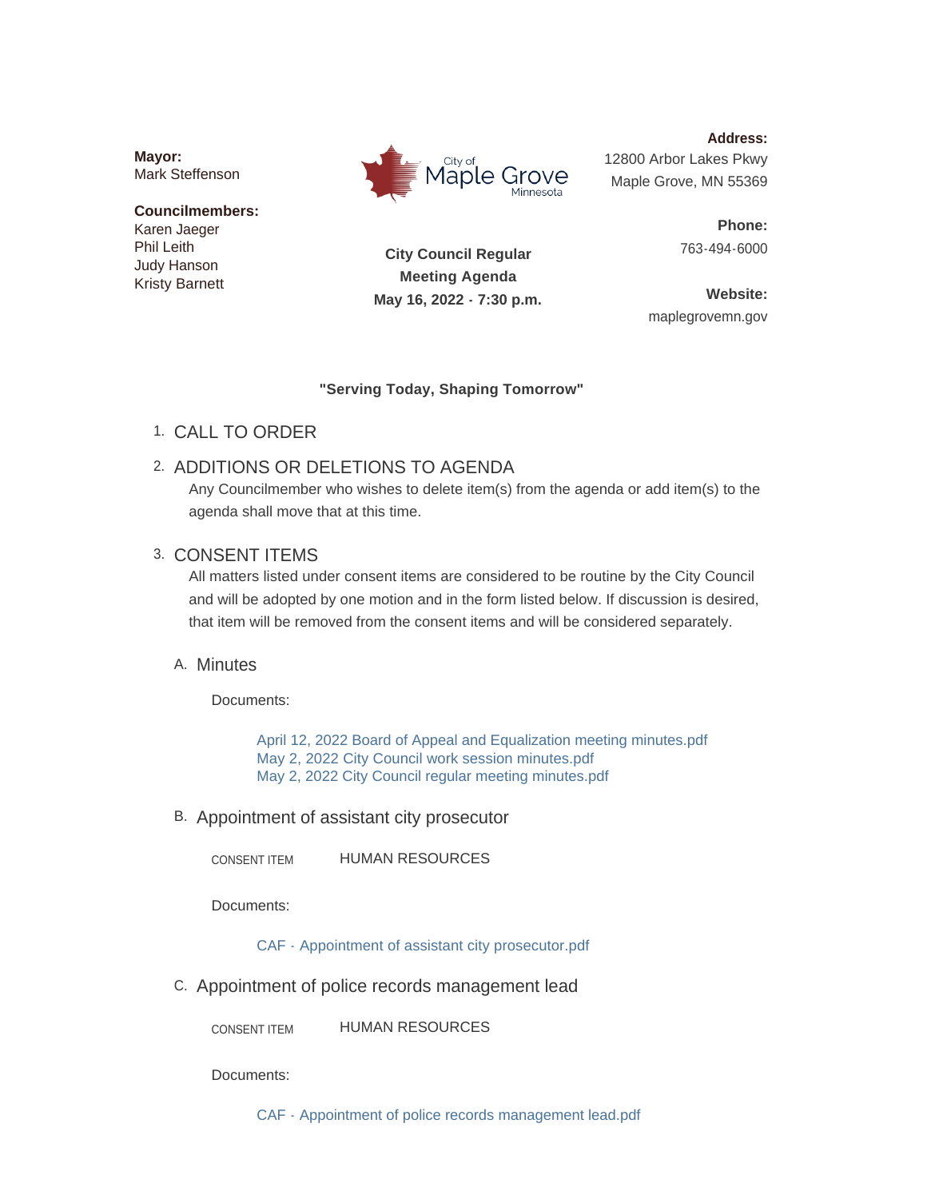**Mayor:**
Mark Steffenson

**Councilmembers:**
Karen Jaeger
Phil Leith
Judy Hanson
Kristy Barnett

City of Maple Grove Minnesota

**City Council Regular Meeting Agenda**
**May 16, 2022 - 7:30 p.m.**

**Address:**
12800 Arbor Lakes Pkwy
Maple Grove, MN 55369

**Phone:**
763-494-6000

**Website:**
maplegrovemn.gov

**"Serving Today, Shaping Tomorrow"**

1. CALL TO ORDER

2. ADDITIONS OR DELETIONS TO AGENDA

   Any Councilmember who wishes to delete item(s) from the agenda or add item(s) to the agenda shall move that at this time.

3. CONSENT ITEMS

   All matters listed under consent items are considered to be routine by the City Council and will be adopted by one motion and in the form listed below. If discussion is desired, that item will be removed from the consent items and will be considered separately.

   A. Minutes

      Documents:

      - April 12, 2022 Board of Appeal and Equalization meeting minutes.pdf
      - May 2, 2022 City Council work session minutes.pdf
      - May 2, 2022 City Council regular meeting minutes.pdf

   B. Appointment of assistant city prosecutor

      CONSENT ITEM HUMAN RESOURCES

      Documents:

      - CAF - Appointment of assistant city prosecutor.pdf

   C. Appointment of police records management lead

      CONSENT ITEM HUMAN RESOURCES

      Documents:

      - CAF - Appointment of police records management lead.pdf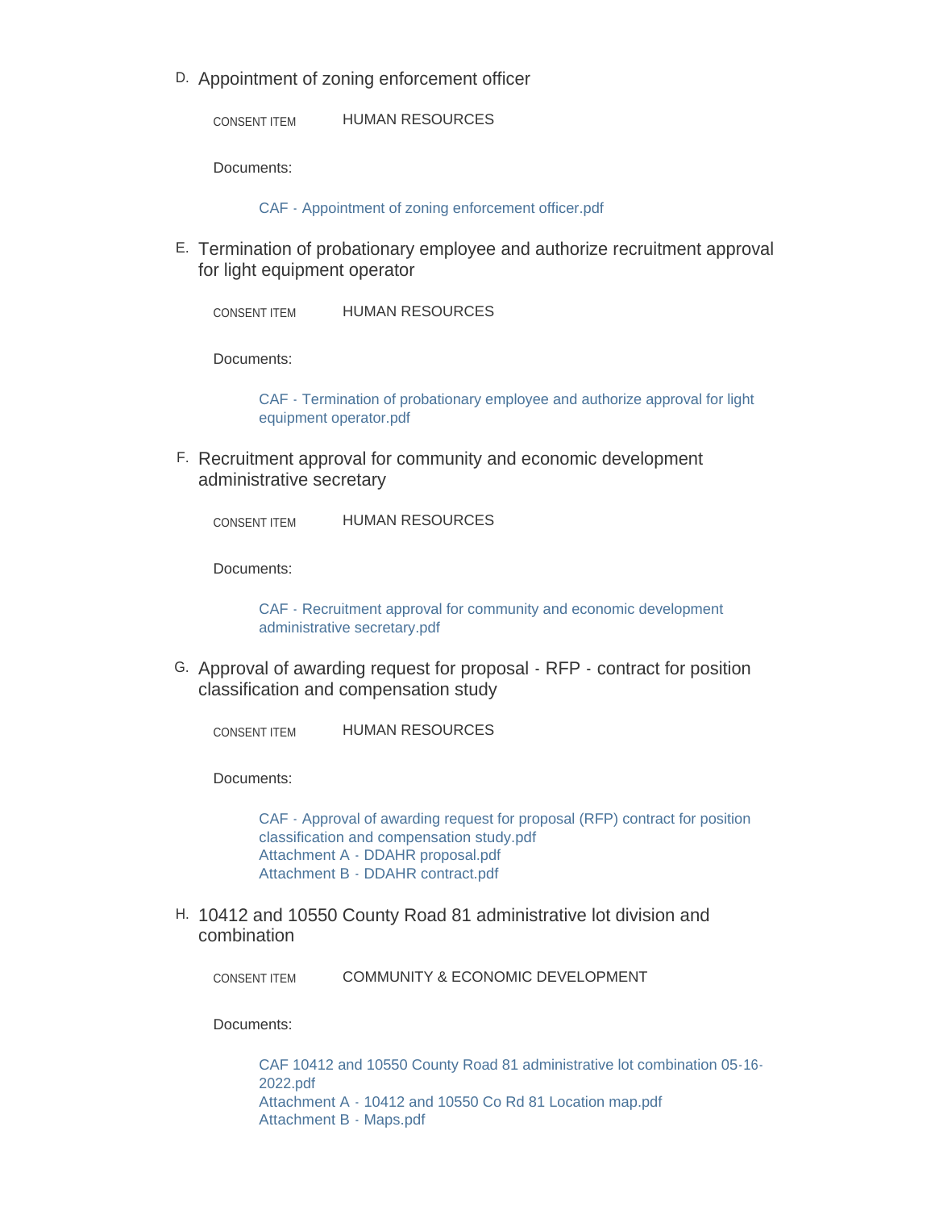D. Appointment of zoning enforcement officer

CONSENT ITEM HUMAN RESOURCES

Documents:

CAF - Appointment of zoning enforcement officer.pdf

E. Termination of probationary employee and authorize recruitment approval for light equipment operator

CONSENT ITEM HUMAN RESOURCES

Documents:

CAF - Termination of probationary employee and authorize approval for light equipment operator.pdf

F. Recruitment approval for community and economic development administrative secretary

CONSENT ITEM HUMAN RESOURCES

Documents:

CAF - Recruitment approval for community and economic development administrative secretary.pdf

G. Approval of awarding request for proposal - RFP - contract for position classification and compensation study

CONSENT ITEM HUMAN RESOURCES

Documents:

CAF - Approval of awarding request for proposal (RFP) contract for position classification and compensation study.pdf
Attachment A - DDAHR proposal.pdf
Attachment B - DDAHR contract.pdf

H. 10412 and 10550 County Road 81 administrative lot division and combination

CONSENT ITEM COMMUNITY & ECONOMIC DEVELOPMENT

Documents:

CAF 10412 and 10550 County Road 81 administrative lot combination 05-16-2022.pdf
Attachment A - 10412 and 10550 Co Rd 81 Location map.pdf
Attachment B - Maps.pdf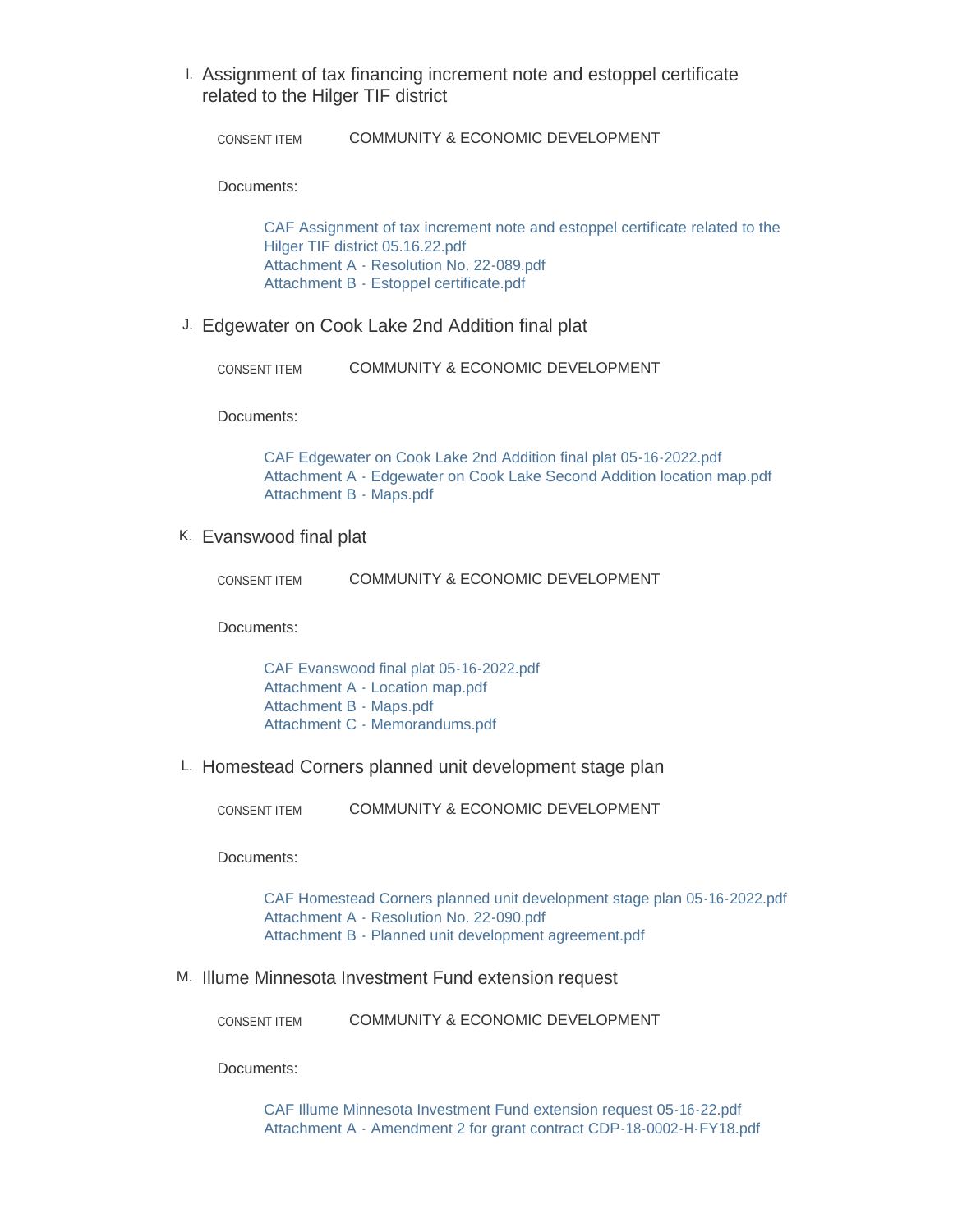I. Assignment of tax financing increment note and estoppel certificate related to the Hilger TIF district

CONSENT ITEM COMMUNITY & ECONOMIC DEVELOPMENT

Documents:

- CAF Assignment of tax increment note and estoppel certificate related to the Hilger TIF district 05.16.22.pdf
- Attachment A - Resolution No. 22-089.pdf
- Attachment B - Estoppel certificate.pdf

J. Edgewater on Cook Lake 2nd Addition final plat

CONSENT ITEM COMMUNITY & ECONOMIC DEVELOPMENT

Documents:

- CAF Edgewater on Cook Lake 2nd Addition final plat 05-16-2022.pdf
- Attachment A - Edgewater on Cook Lake Second Addition location map.pdf
- Attachment B - Maps.pdf

K. Evanswood final plat

CONSENT ITEM COMMUNITY & ECONOMIC DEVELOPMENT

Documents:

- CAF Evanswood final plat 05-16-2022.pdf
- Attachment A - Location map.pdf
- Attachment B - Maps.pdf
- Attachment C - Memorandums.pdf

L. Homestead Corners planned unit development stage plan

CONSENT ITEM COMMUNITY & ECONOMIC DEVELOPMENT

Documents:

- CAF Homestead Corners planned unit development stage plan 05-16-2022.pdf
- Attachment A - Resolution No. 22-090.pdf
- Attachment B - Planned unit development agreement.pdf

M. Illume Minnesota Investment Fund extension request

CONSENT ITEM COMMUNITY & ECONOMIC DEVELOPMENT

Documents:

- CAF Illume Minnesota Investment Fund extension request 05-16-22.pdf
- Attachment A - Amendment 2 for grant contract CDP-18-0002-H-FY18.pdf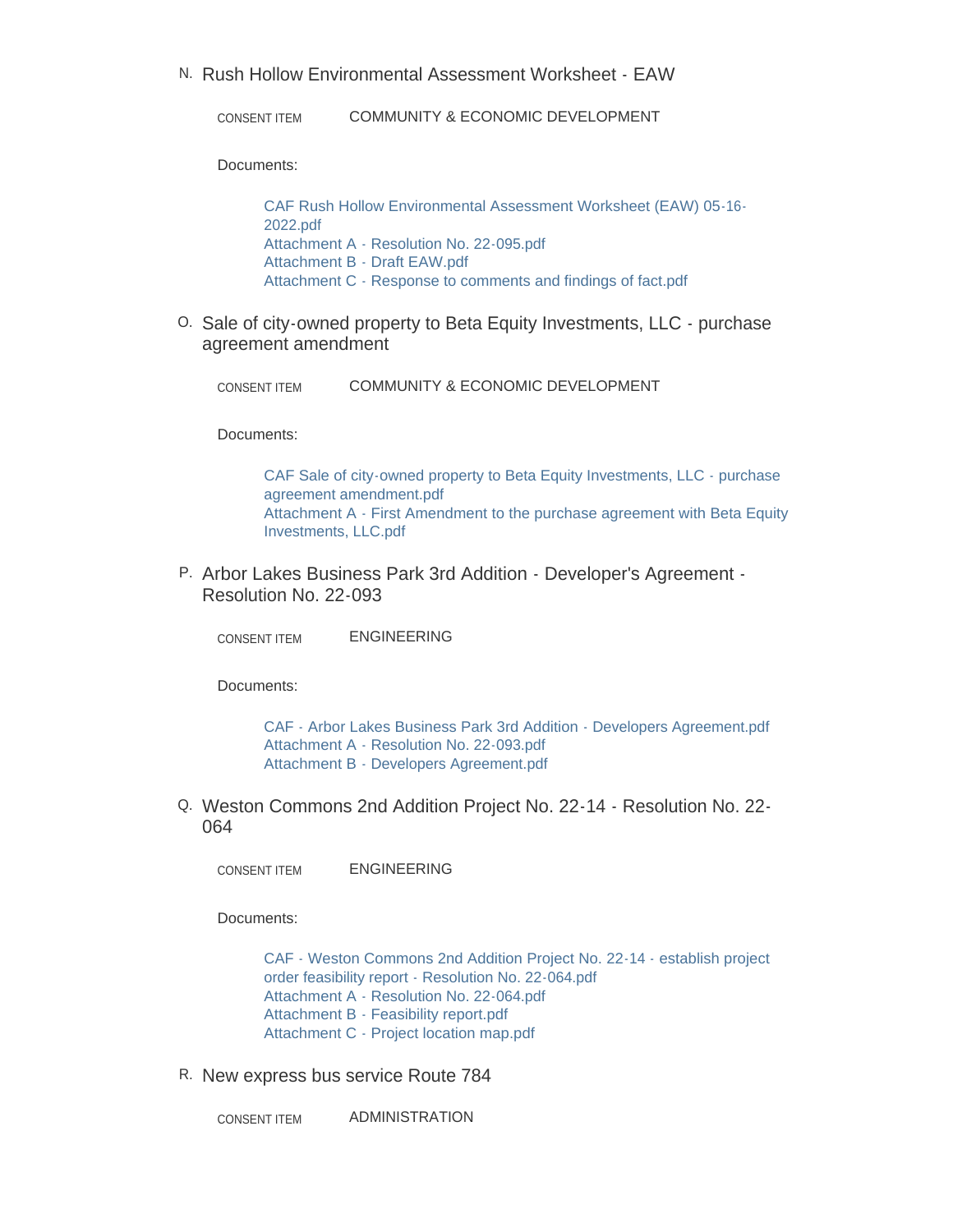N. Rush Hollow Environmental Assessment Worksheet - EAW

CONSENT ITEM COMMUNITY & ECONOMIC DEVELOPMENT

Documents:

- CAF Rush Hollow Environmental Assessment Worksheet (EAW) 05-16-2022.pdf
- Attachment A - Resolution No. 22-095.pdf
- Attachment B - Draft EAW.pdf
- Attachment C - Response to comments and findings of fact.pdf

O. Sale of city-owned property to Beta Equity Investments, LLC - purchase agreement amendment

CONSENT ITEM COMMUNITY & ECONOMIC DEVELOPMENT

Documents:

- CAF Sale of city-owned property to Beta Equity Investments, LLC - purchase agreement amendment.pdf
- Attachment A - First Amendment to the purchase agreement with Beta Equity Investments, LLC.pdf

P. Arbor Lakes Business Park 3rd Addition - Developer's Agreement - Resolution No. 22-093

CONSENT ITEM ENGINEERING

Documents:

- CAF - Arbor Lakes Business Park 3rd Addition - Developers Agreement.pdf
- Attachment A - Resolution No. 22-093.pdf
- Attachment B - Developers Agreement.pdf

Q. Weston Commons 2nd Addition Project No. 22-14 - Resolution No. 22-064

CONSENT ITEM ENGINEERING

Documents:

- CAF - Weston Commons 2nd Addition Project No. 22-14 - establish project order feasibility report - Resolution No. 22-064.pdf
- Attachment A - Resolution No. 22-064.pdf
- Attachment B - Feasibility report.pdf
- Attachment C - Project location map.pdf

R. New express bus service Route 784

CONSENT ITEM ADMINISTRATION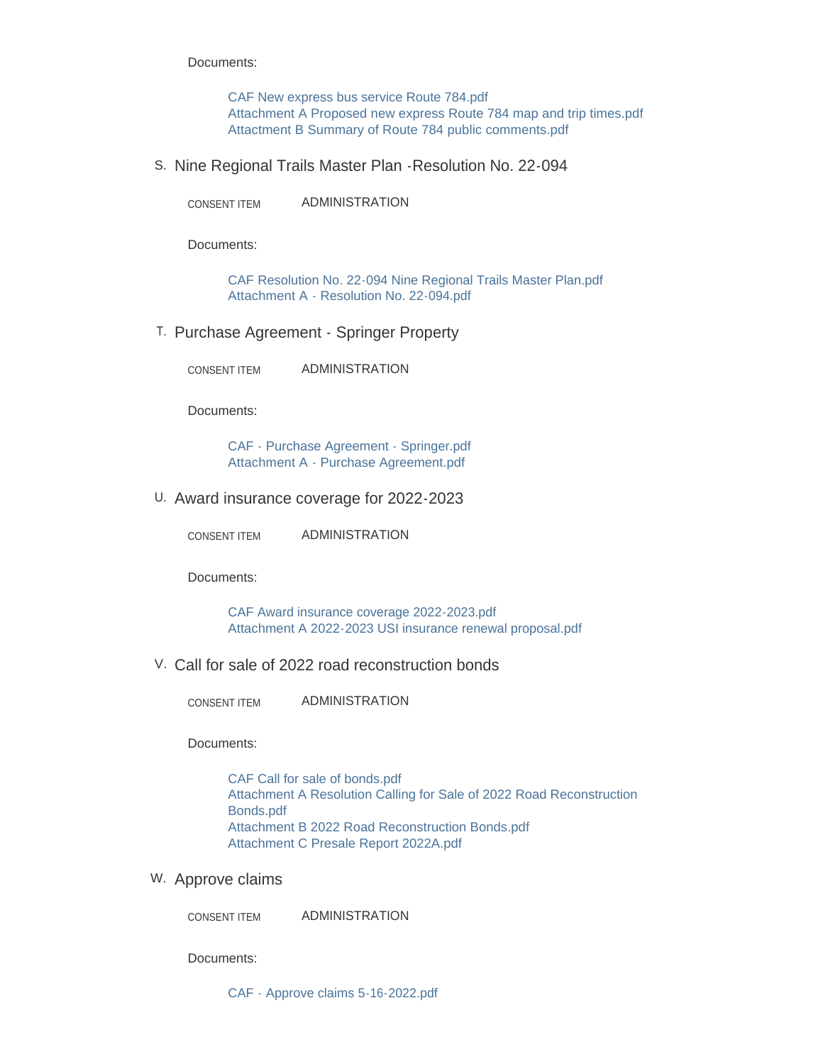Documents:

- CAF New express bus service Route 784.pdf
- Attachment A Proposed new express Route 784 map and trip times.pdf
- Attactment B Summary of Route 784 public comments.pdf

### S. Nine Regional Trails Master Plan -Resolution No. 22-094

CONSENT ITEM ADMINISTRATION

Documents:

- CAF Resolution No. 22-094 Nine Regional Trails Master Plan.pdf
- Attachment A - Resolution No. 22-094.pdf

### T. Purchase Agreement - Springer Property

CONSENT ITEM ADMINISTRATION

Documents:

- CAF - Purchase Agreement - Springer.pdf
- Attachment A - Purchase Agreement.pdf

### U. Award insurance coverage for 2022-2023

CONSENT ITEM ADMINISTRATION

Documents:

- CAF Award insurance coverage 2022-2023.pdf
- Attachment A 2022-2023 USI insurance renewal proposal.pdf

### V. Call for sale of 2022 road reconstruction bonds

CONSENT ITEM ADMINISTRATION

Documents:

- CAF Call for sale of bonds.pdf
- Attachment A Resolution Calling for Sale of 2022 Road Reconstruction Bonds.pdf
- Attachment B 2022 Road Reconstruction Bonds.pdf
- Attachment C Presale Report 2022A.pdf

### W. Approve claims

CONSENT ITEM ADMINISTRATION

Documents:

- CAF - Approve claims 5-16-2022.pdf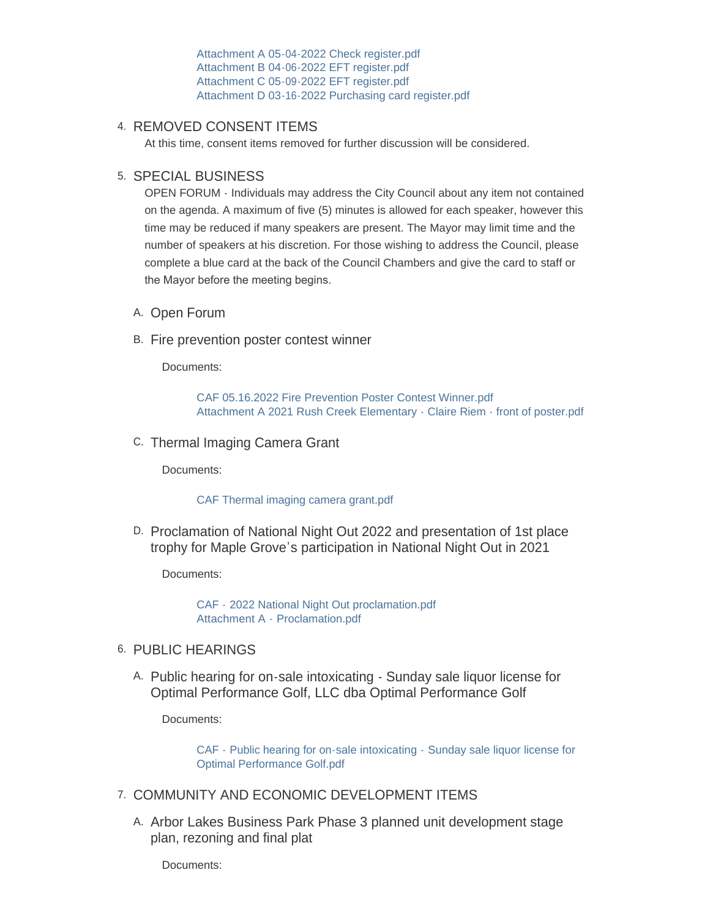Attachment A 05-04-2022 Check register.pdf
Attachment B 04-06-2022 EFT register.pdf
Attachment C 05-09-2022 EFT register.pdf
Attachment D 03-16-2022 Purchasing card register.pdf

4. REMOVED CONSENT ITEMS

At this time, consent items removed for further discussion will be considered.

5. SPECIAL BUSINESS

OPEN FORUM - Individuals may address the City Council about any item not contained on the agenda. A maximum of five (5) minutes is allowed for each speaker, however this time may be reduced if many speakers are present. The Mayor may limit time and the number of speakers at his discretion. For those wishing to address the Council, please complete a blue card at the back of the Council Chambers and give the card to staff or the Mayor before the meeting begins.

A. Open Forum

B. Fire prevention poster contest winner

Documents:

CAF 05.16.2022 Fire Prevention Poster Contest Winner.pdf
Attachment A 2021 Rush Creek Elementary - Claire Riem - front of poster.pdf

C. Thermal Imaging Camera Grant

Documents:

CAF Thermal imaging camera grant.pdf

D. Proclamation of National Night Out 2022 and presentation of 1st place trophy for Maple Grove's participation in National Night Out in 2021

Documents:

CAF - 2022 National Night Out proclamation.pdf
Attachment A - Proclamation.pdf

6. PUBLIC HEARINGS

A. Public hearing for on-sale intoxicating - Sunday sale liquor license for Optimal Performance Golf, LLC dba Optimal Performance Golf

Documents:

CAF - Public hearing for on-sale intoxicating - Sunday sale liquor license for Optimal Performance Golf.pdf

7. COMMUNITY AND ECONOMIC DEVELOPMENT ITEMS

A. Arbor Lakes Business Park Phase 3 planned unit development stage plan, rezoning and final plat

Documents: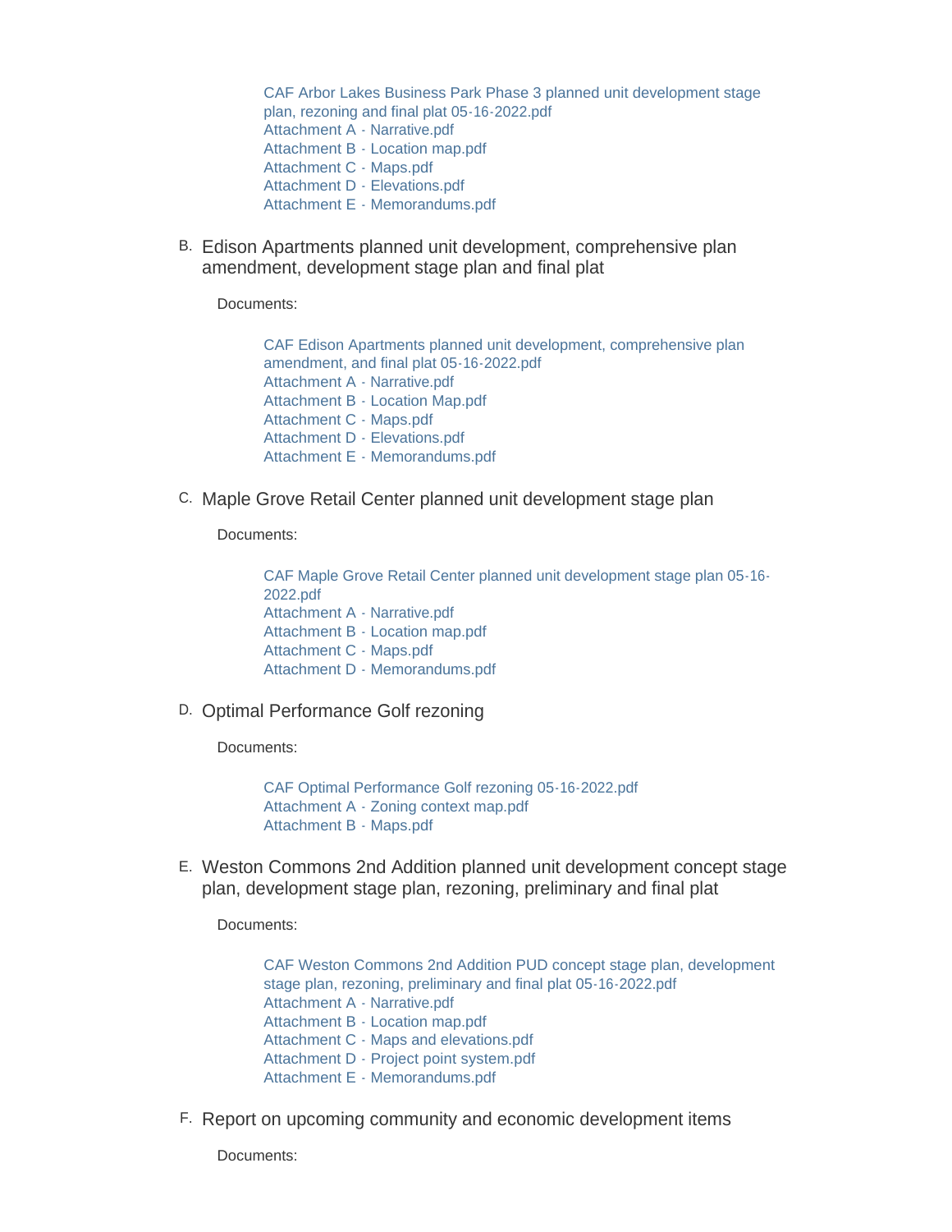CAF Arbor Lakes Business Park Phase 3 planned unit development stage plan, rezoning and final plat 05-16-2022.pdf
Attachment A - Narrative.pdf
Attachment B - Location map.pdf
Attachment C - Maps.pdf
Attachment D - Elevations.pdf
Attachment E - Memorandums.pdf

B. Edison Apartments planned unit development, comprehensive plan amendment, development stage plan and final plat

Documents:

CAF Edison Apartments planned unit development, comprehensive plan amendment, and final plat 05-16-2022.pdf
Attachment A - Narrative.pdf
Attachment B - Location Map.pdf
Attachment C - Maps.pdf
Attachment D - Elevations.pdf
Attachment E - Memorandums.pdf

C. Maple Grove Retail Center planned unit development stage plan

Documents:

CAF Maple Grove Retail Center planned unit development stage plan 05-16-2022.pdf
Attachment A - Narrative.pdf
Attachment B - Location map.pdf
Attachment C - Maps.pdf
Attachment D - Memorandums.pdf

D. Optimal Performance Golf rezoning

Documents:

CAF Optimal Performance Golf rezoning 05-16-2022.pdf
Attachment A - Zoning context map.pdf
Attachment B - Maps.pdf

E. Weston Commons 2nd Addition planned unit development concept stage plan, development stage plan, rezoning, preliminary and final plat

Documents:

CAF Weston Commons 2nd Addition PUD concept stage plan, development stage plan, rezoning, preliminary and final plat 05-16-2022.pdf
Attachment A - Narrative.pdf
Attachment B - Location map.pdf
Attachment C - Maps and elevations.pdf
Attachment D - Project point system.pdf
Attachment E - Memorandums.pdf

F. Report on upcoming community and economic development items

Documents: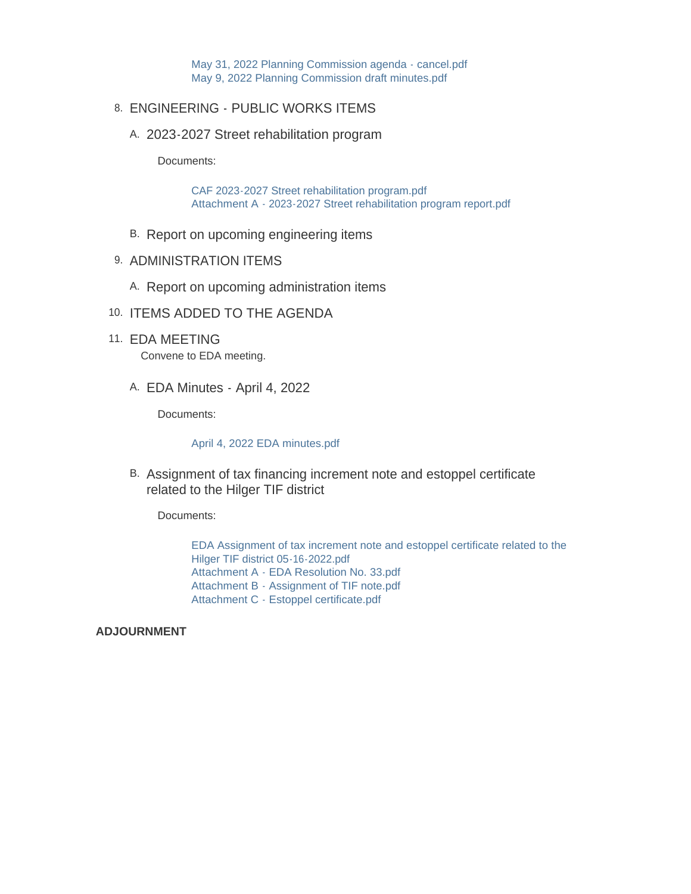May 31, 2022 Planning Commission agenda - cancel.pdf
May 9, 2022 Planning Commission draft minutes.pdf

8. ENGINEERING - PUBLIC WORKS ITEMS

   A. 2023-2027 Street rehabilitation program

      Documents:

      CAF 2023-2027 Street rehabilitation program.pdf
      Attachment A - 2023-2027 Street rehabilitation program report.pdf

   B. Report on upcoming engineering items

9. ADMINISTRATION ITEMS

   A. Report on upcoming administration items

10. ITEMS ADDED TO THE AGENDA

11. EDA MEETING

    Convene to EDA meeting.

    A. EDA Minutes - April 4, 2022

       Documents:

       April 4, 2022 EDA minutes.pdf

    B. Assignment of tax financing increment note and estoppel certificate related to the Hilger TIF district

       Documents:

       EDA Assignment of tax increment note and estoppel certificate related to the Hilger TIF district 05-16-2022.pdf
       Attachment A - EDA Resolution No. 33.pdf
       Attachment B - Assignment of TIF note.pdf
       Attachment C - Estoppel certificate.pdf

**ADJOURNMENT**